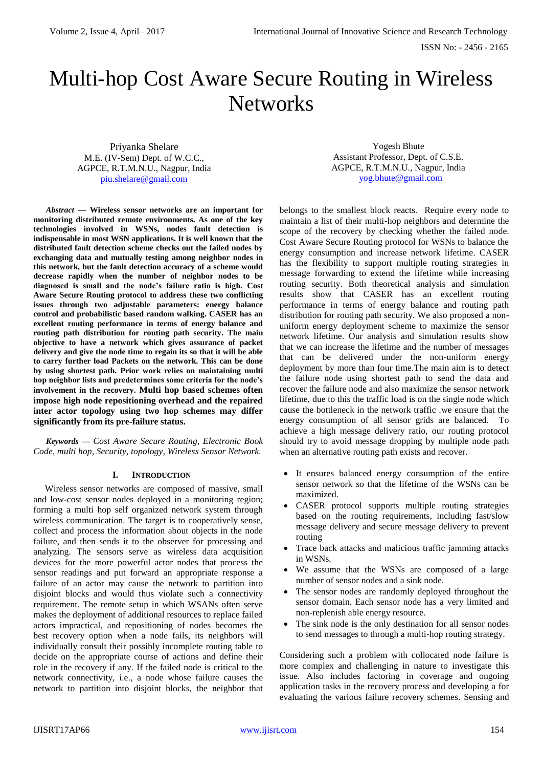# Multi-hop Cost Aware Secure Routing in Wireless Networks

Priyanka Shelare
M.E. (IV-Sem) Dept. of W.C.C.,
AGPCE, R.T.M.N.U., Nagpur, India
piu.shelare@gmail.com

Yogesh Bhute
Assistant Professor, Dept. of C.S.E.
AGPCE, R.T.M.N.U., Nagpur, India
yog.bhute@gmail.com

***Abstract* — Wireless sensor networks are an important for monitoring distributed remote environments. As one of the key technologies involved in WSNs, nodes fault detection is indispensable in most WSN applications. It is well known that the distributed fault detection scheme checks out the failed nodes by exchanging data and mutually testing among neighbor nodes in this network, but the fault detection accuracy of a scheme would decrease rapidly when the number of neighbor nodes to be diagnosed is small and the node's failure ratio is high. Cost Aware Secure Routing protocol to address these two conflicting issues through two adjustable parameters: energy balance control and probabilistic based random walking. CASER has an excellent routing performance in terms of energy balance and routing path distribution for routing path security. The main objective to have a network which gives assurance of packet delivery and give the node time to regain its so that it will be able to carry further load Packets on the network. This can be done by using shortest path. Prior work relies on maintaining multi hop neighbor lists and predetermines some criteria for the node's involvement in the recovery. Multi hop based schemes often impose high node repositioning overhead and the repaired inter actor topology using two hop schemes may differ significantly from its pre-failure status.**

***Keywords* — *Cost Aware Secure Routing, Electronic Book Code, multi hop, Security, topology, Wireless Sensor Network.***

## I. Introduction

Wireless sensor networks are composed of massive, small and low-cost sensor nodes deployed in a monitoring region; forming a multi hop self organized network system through wireless communication. The target is to cooperatively sense, collect and process the information about objects in the node failure, and then sends it to the observer for processing and analyzing. The sensors serve as wireless data acquisition devices for the more powerful actor nodes that process the sensor readings and put forward an appropriate response a failure of an actor may cause the network to partition into disjoint blocks and would thus violate such a connectivity requirement. The remote setup in which WSANs often serve makes the deployment of additional resources to replace failed actors impractical, and repositioning of nodes becomes the best recovery option when a node fails, its neighbors will individually consult their possibly incomplete routing table to decide on the appropriate course of actions and define their role in the recovery if any. If the failed node is critical to the network connectivity, i.e., a node whose failure causes the network to partition into disjoint blocks, the neighbor that belongs to the smallest block reacts. Require every node to maintain a list of their multi-hop neighbors and determine the scope of the recovery by checking whether the failed node. Cost Aware Secure Routing protocol for WSNs to balance the energy consumption and increase network lifetime. CASER has the flexibility to support multiple routing strategies in message forwarding to extend the lifetime while increasing routing security. Both theoretical analysis and simulation results show that CASER has an excellent routing performance in terms of energy balance and routing path distribution for routing path security. We also proposed a non-uniform energy deployment scheme to maximize the sensor network lifetime. Our analysis and simulation results show that we can increase the lifetime and the number of messages that can be delivered under the non-uniform energy deployment by more than four time.The main aim is to detect the failure node using shortest path to send the data and recover the failure node and also maximize the sensor network lifetime, due to this the traffic load is on the single node which cause the bottleneck in the network traffic .we ensure that the energy consumption of all sensor grids are balanced. To achieve a high message delivery ratio, our routing protocol should try to avoid message dropping by multiple node path when an alternative routing path exists and recover.

- It ensures balanced energy consumption of the entire sensor network so that the lifetime of the WSNs can be maximized.
- CASER protocol supports multiple routing strategies based on the routing requirements, including fast/slow message delivery and secure message delivery to prevent routing
- Trace back attacks and malicious traffic jamming attacks in WSNs.
- We assume that the WSNs are composed of a large number of sensor nodes and a sink node.
- The sensor nodes are randomly deployed throughout the sensor domain. Each sensor node has a very limited and non-replenish able energy resource.
- The sink node is the only destination for all sensor nodes to send messages to through a multi-hop routing strategy.

Considering such a problem with collocated node failure is more complex and challenging in nature to investigate this issue. Also includes factoring in coverage and ongoing application tasks in the recovery process and developing a for evaluating the various failure recovery schemes. Sensing and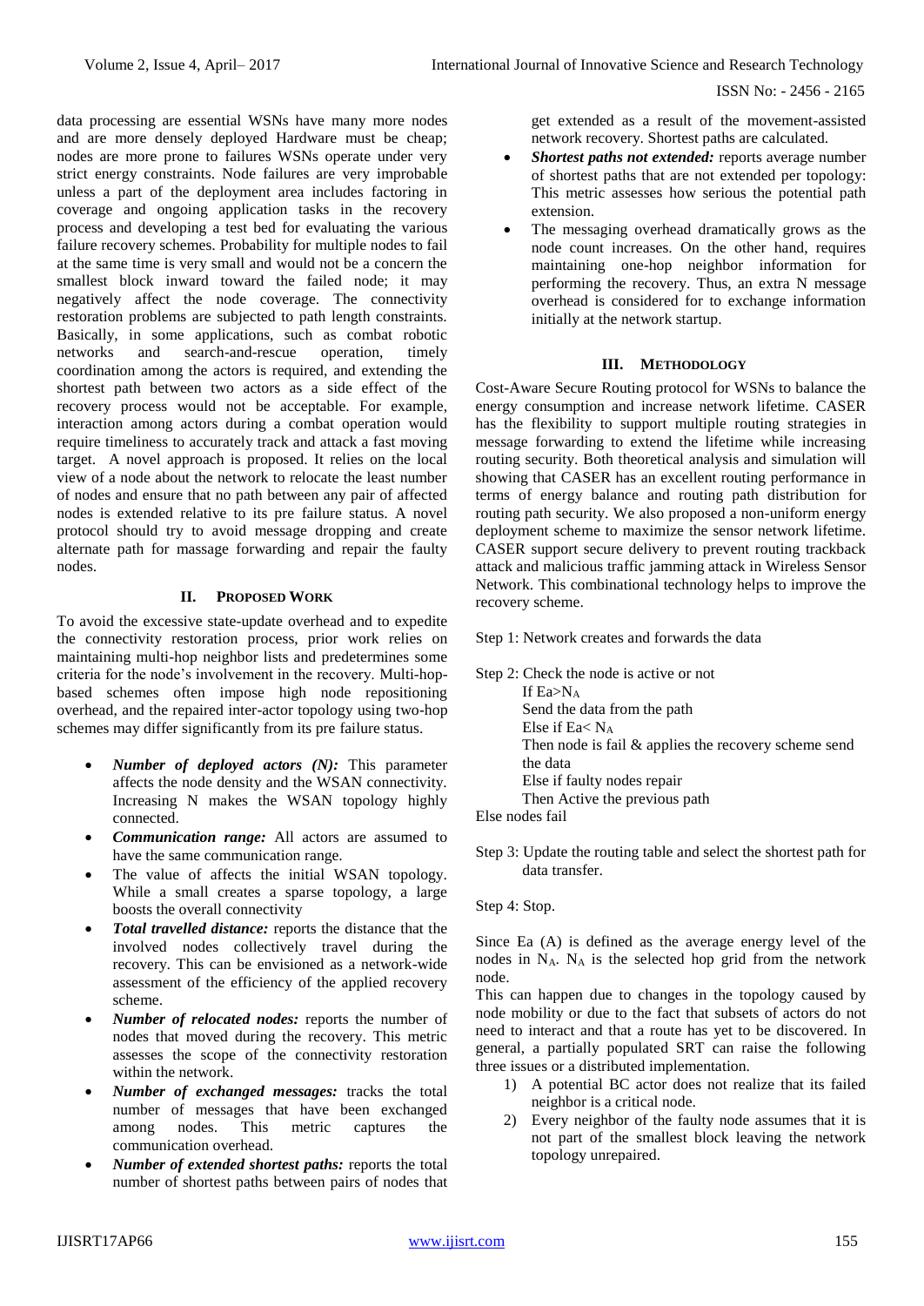data processing are essential WSNs have many more nodes and are more densely deployed Hardware must be cheap; nodes are more prone to failures WSNs operate under very strict energy constraints. Node failures are very improbable unless a part of the deployment area includes factoring in coverage and ongoing application tasks in the recovery process and developing a test bed for evaluating the various failure recovery schemes. Probability for multiple nodes to fail at the same time is very small and would not be a concern the smallest block inward toward the failed node; it may negatively affect the node coverage. The connectivity restoration problems are subjected to path length constraints. Basically, in some applications, such as combat robotic networks and search-and-rescue operation, timely coordination among the actors is required, and extending the shortest path between two actors as a side effect of the recovery process would not be acceptable. For example, interaction among actors during a combat operation would require timeliness to accurately track and attack a fast moving target. A novel approach is proposed. It relies on the local view of a node about the network to relocate the least number of nodes and ensure that no path between any pair of affected nodes is extended relative to its pre failure status. A novel protocol should try to avoid message dropping and create alternate path for massage forwarding and repair the faulty nodes.

## II. Proposed Work

To avoid the excessive state-update overhead and to expedite the connectivity restoration process, prior work relies on maintaining multi-hop neighbor lists and predetermines some criteria for the node's involvement in the recovery. Multi-hop-based schemes often impose high node repositioning overhead, and the repaired inter-actor topology using two-hop schemes may differ significantly from its pre failure status.

- ***Number of deployed actors (N):*** This parameter affects the node density and the WSAN connectivity. Increasing N makes the WSAN topology highly connected.
- ***Communication range:*** All actors are assumed to have the same communication range.
- The value of affects the initial WSAN topology. While a small creates a sparse topology, a large boosts the overall connectivity
- ***Total travelled distance:*** reports the distance that the involved nodes collectively travel during the recovery. This can be envisioned as a network-wide assessment of the efficiency of the applied recovery scheme.
- ***Number of relocated nodes:*** reports the number of nodes that moved during the recovery. This metric assesses the scope of the connectivity restoration within the network.
- ***Number of exchanged messages:*** tracks the total number of messages that have been exchanged among nodes. This metric captures the communication overhead.
- ***Number of extended shortest paths:*** reports the total number of shortest paths between pairs of nodes that get extended as a result of the movement-assisted network recovery. Shortest paths are calculated.
- ***Shortest paths not extended:*** reports average number of shortest paths that are not extended per topology: This metric assesses how serious the potential path extension.
- The messaging overhead dramatically grows as the node count increases. On the other hand, requires maintaining one-hop neighbor information for performing the recovery. Thus, an extra N message overhead is considered for to exchange information initially at the network startup.

## III. Methodology

Cost-Aware Secure Routing protocol for WSNs to balance the energy consumption and increase network lifetime. CASER has the flexibility to support multiple routing strategies in message forwarding to extend the lifetime while increasing routing security. Both theoretical analysis and simulation will showing that CASER has an excellent routing performance in terms of energy balance and routing path distribution for routing path security. We also proposed a non-uniform energy deployment scheme to maximize the sensor network lifetime. CASER support secure delivery to prevent routing trackback attack and malicious traffic jamming attack in Wireless Sensor Network. This combinational technology helps to improve the recovery scheme.

Step 1: Network creates and forwards the data

Step 2: Check the node is active or not
    If $Ea > N_A$
    Send the data from the path
    Else if $Ea < N_A$
    Then node is fail & applies the recovery scheme send the data
    Else if faulty nodes repair
    Then Active the previous path
Else nodes fail

Step 3: Update the routing table and select the shortest path for data transfer.

Step 4: Stop.

Since Ea (A) is defined as the average energy level of the nodes in $N_A$. $N_A$ is the selected hop grid from the network node.
This can happen due to changes in the topology caused by node mobility or due to the fact that subsets of actors do not need to interact and that a route has yet to be discovered. In general, a partially populated SRT can raise the following three issues or a distributed implementation.

1) A potential BC actor does not realize that its failed neighbor is a critical node.
2) Every neighbor of the faulty node assumes that it is not part of the smallest block leaving the network topology unrepaired.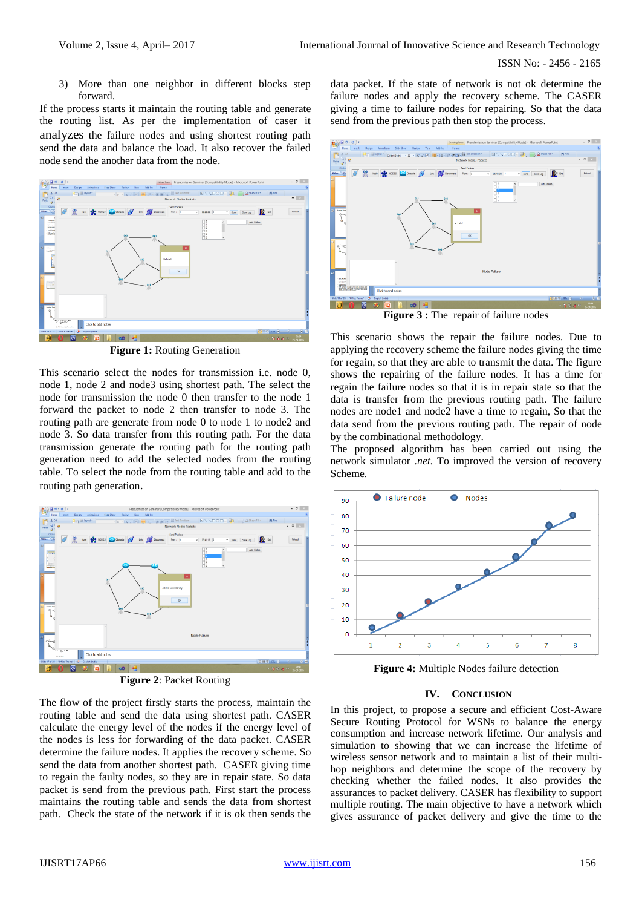3) More than one neighbor in different blocks step forward.

If the process starts it maintain the routing table and generate the routing list. As per the implementation of caser it analyzes the failure nodes and using shortest routing path send the data and balance the load. It also recover the failed node send the another data from the node.

**Figure 1:** Routing Generation

This scenario select the nodes for transmission i.e. node 0, node 1, node 2 and node3 using shortest path. The select the node for transmission the node 0 then transfer to the node 1 forward the packet to node 2 then transfer to node 3. The routing path are generate from node 0 to node 1 to node2 and node 3. So data transfer from this routing path. For the data transmission generate the routing path for the routing path generation need to add the selected nodes from the routing table. To select the node from the routing table and add to the routing path generation.

**Figure 2**: Packet Routing

The flow of the project firstly starts the process, maintain the routing table and send the data using shortest path. CASER calculate the energy level of the nodes if the energy level of the nodes is less for forwarding of the data packet. CASER determine the failure nodes. It applies the recovery scheme. So send the data from another shortest path. CASER giving time to regain the faulty nodes, so they are in repair state. So data packet is send from the previous path. First start the process maintains the routing table and sends the data from shortest path. Check the state of the network if it is ok then sends the data packet. If the state of network is not ok determine the failure nodes and apply the recovery scheme. The CASER giving a time to failure nodes for repairing. So that the data send from the previous path then stop the process.

**Figure 3 :** The repair of failure nodes

This scenario shows the repair the failure nodes. Due to applying the recovery scheme the failure nodes giving the time for regain, so that they are able to transmit the data. The figure shows the repairing of the failure nodes. It has a time for regain the failure nodes so that it is in repair state so that the data is transfer from the previous routing path. The failure nodes are node1 and node2 have a time to regain, So that the data send from the previous routing path. The repair of node by the combinational methodology.

The proposed algorithm has been carried out using the network simulator *.net.* To improved the version of recovery Scheme.

**Figure 4:** Multiple Nodes failure detection

## IV. Conclusion

In this project, to propose a secure and efficient Cost-Aware Secure Routing Protocol for WSNs to balance the energy consumption and increase network lifetime. Our analysis and simulation to showing that we can increase the lifetime of wireless sensor network and to maintain a list of their multi-hop neighbors and determine the scope of the recovery by checking whether the failed nodes. It also provides the assurances to packet delivery. CASER has flexibility to support multiple routing. The main objective to have a network which gives assurance of packet delivery and give the time to the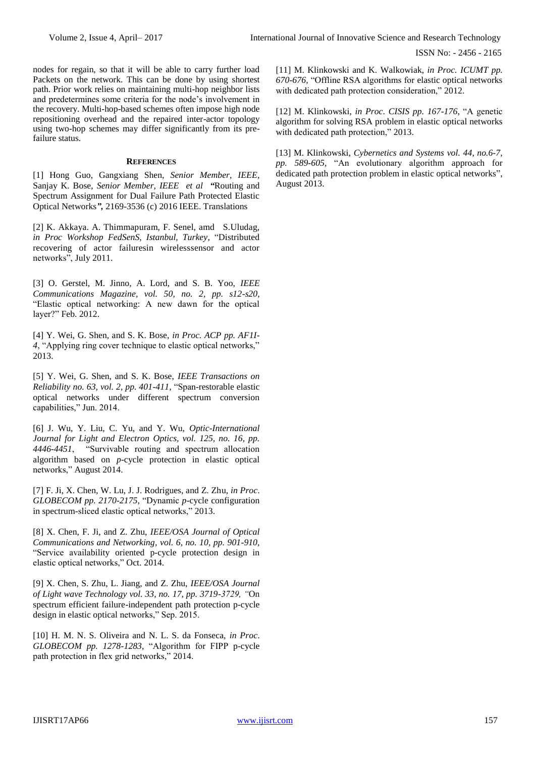nodes for regain, so that it will be able to carry further load Packets on the network. This can be done by using shortest path. Prior work relies on maintaining multi-hop neighbor lists and predetermines some criteria for the node's involvement in the recovery. Multi-hop-based schemes often impose high node repositioning overhead and the repaired inter-actor topology using two-hop schemes may differ significantly from its pre-failure status.

## REFERENCES

[1] Hong Guo, Gangxiang Shen, *Senior Member, IEEE*, Sanjay K. Bose, *Senior Member, IEEE et al* *"*Routing and Spectrum Assignment for Dual Failure Path Protected Elastic Optical Networks*"*, 2169-3536 (c) 2016 IEEE. Translations

[2] K. Akkaya. A. Thimmapuram, F. Senel, amd S.Uludag, *in Proc Workshop FedSenS, Istanbul, Turkey*, "Distributed recovering of actor failuresin wirelesssensor and actor networks", July 2011.

[3] O. Gerstel, M. Jinno, A. Lord, and S. B. Yoo, *IEEE Communications Magazine, vol. 50, no. 2, pp. s12-s20,* "Elastic optical networking: A new dawn for the optical layer?" Feb. 2012.

[4] Y. Wei, G. Shen, and S. K. Bose, *in Proc. ACP pp. AF1I-4*, "Applying ring cover technique to elastic optical networks," 2013.

[5] Y. Wei, G. Shen, and S. K. Bose, *IEEE Transactions on Reliability no. 63, vol. 2, pp. 401-411,* "Span-restorable elastic optical networks under different spectrum conversion capabilities," Jun. 2014.

[6] J. Wu, Y. Liu, C. Yu, and Y. Wu, *Optic-International Journal for Light and Electron Optics, vol. 125, no. 16, pp. 4446-4451*, "Survivable routing and spectrum allocation algorithm based on *p*-cycle protection in elastic optical networks," August 2014.

[7] F. Ji, X. Chen, W. Lu, J. J. Rodrigues, and Z. Zhu, *in Proc. GLOBECOM pp. 2170-2175*, "Dynamic *p*-cycle configuration in spectrum-sliced elastic optical networks," 2013.

[8] X. Chen, F. Ji, and Z. Zhu, *IEEE/OSA Journal of Optical Communications and Networking, vol. 6, no. 10, pp. 901-910,* "Service availability oriented p-cycle protection design in elastic optical networks," Oct. 2014.

[9] X. Chen, S. Zhu, L. Jiang, and Z. Zhu, *IEEE/OSA Journal of Light wave Technology vol. 33, no. 17, pp. 3719-3729, "*On spectrum efficient failure-independent path protection p-cycle design in elastic optical networks," Sep. 2015.

[10] H. M. N. S. Oliveira and N. L. S. da Fonseca, *in Proc. GLOBECOM pp. 1278-1283*, "Algorithm for FIPP p-cycle path protection in flex grid networks," 2014.

[11] M. Klinkowski and K. Walkowiak, *in Proc. ICUMT pp. 670-676,* "Offline RSA algorithms for elastic optical networks with dedicated path protection consideration," 2012.

[12] M. Klinkowski, *in Proc. CISIS pp. 167-176*, "A genetic algorithm for solving RSA problem in elastic optical networks with dedicated path protection," 2013.

[13] M. Klinkowski, *Cybernetics and Systems vol. 44, no.6-7, pp. 589-605*, "An evolutionary algorithm approach for dedicated path protection problem in elastic optical networks", August 2013.